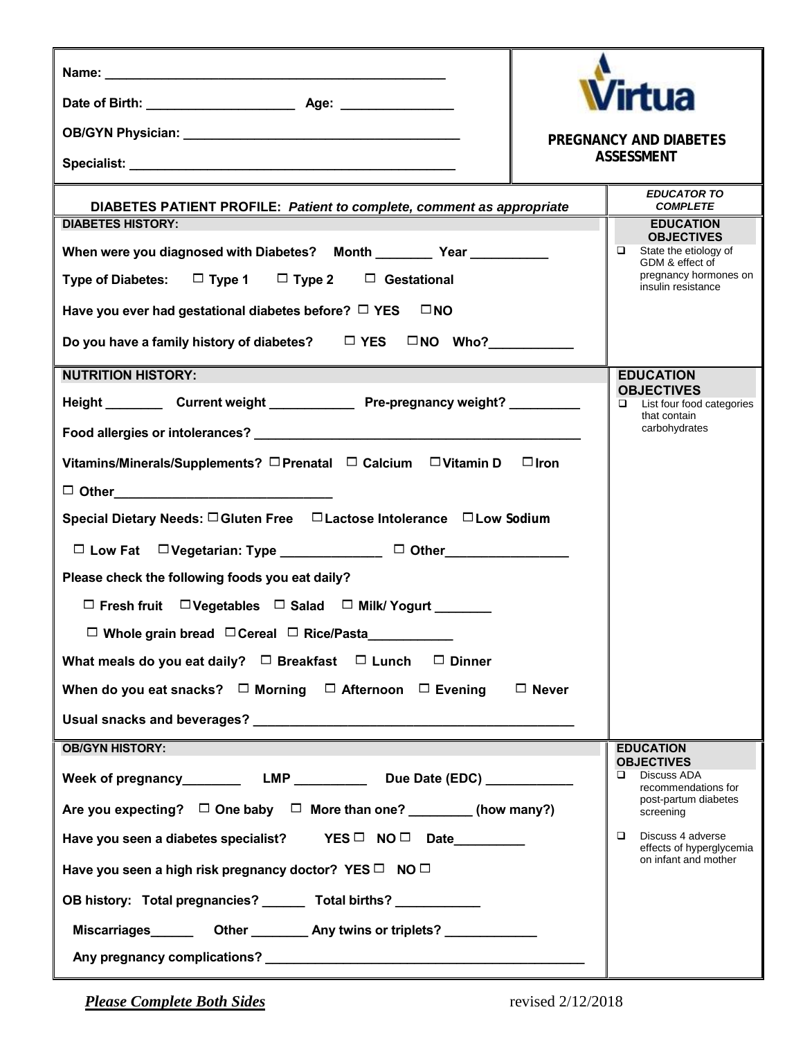Name: ____________________________________________

Date of Birth: ____________________ Age: _______________

OB/GYN Physician: ______________________________________

Specialist: ____________________________________________

**Virtua**

## PREGNANCY AND DIABETES ASSESSMENT

---

### DIABETES PATIENT PROFILE: *Patient to complete, comment as appropriate*

*EDUCATOR TO COMPLETE*

**DIABETES HISTORY:**

When were you diagnosed with Diabetes? Month ________ Year __________

Type of Diabetes: ☐ Type 1 ☐ Type 2 ☐ Gestational

Have you ever had gestational diabetes before? ☐ YES ☐ NO

Do you have a family history of diabetes? ☐ YES ☐ NO Who?___________

**EDUCATION OBJECTIVES**

- ☐ State the etiology of GDM & effect of pregnancy hormones on insulin resistance

---

**NUTRITION HISTORY:**

Height ________ Current weight ____________ Pre-pregnancy weight? _________

Food allergies or intolerances? ____________________________________________

Vitamins/Minerals/Supplements? ☐ Prenatal ☐ Calcium ☐ Vitamin D ☐ Iron

☐ Other______________________________

Special Dietary Needs: ☐ Gluten Free ☐ Lactose Intolerance ☐ Low Sodium

☐ Low Fat ☐ Vegetarian: Type ______________ ☐ Other_________________

Please check the following foods you eat daily?

☐ Fresh fruit ☐ Vegetables ☐ Salad ☐ Milk/ Yogurt ________

☐ Whole grain bread ☐ Cereal ☐ Rice/Pasta___________

What meals do you eat daily? ☐ Breakfast ☐ Lunch ☐ Dinner

When do you eat snacks? ☐ Morning ☐ Afternoon ☐ Evening ☐ Never

Usual snacks and beverages? ___________________________________________

**EDUCATION OBJECTIVES**

- ☐ List four food categories that contain carbohydrates

---

**OB/GYN HISTORY:**

Week of pregnancy________ LMP __________ Due Date (EDC) ____________

Are you expecting? ☐ One baby ☐ More than one? ________ (how many?)

Have you seen a diabetes specialist? YES ☐ NO ☐ Date__________

Have you seen a high risk pregnancy doctor? YES ☐ NO ☐

OB history: Total pregnancies? ______ Total births? ___________

Miscarriages______ Other ________ Any twins or triplets? _____________

Any pregnancy complications? ___________________________________________

**EDUCATION OBJECTIVES**

- ☐ Discuss ADA recommendations for post-partum diabetes screening
- ☐ Discuss 4 adverse effects of hyperglycemia on infant and mother

---

***Please Complete Both Sides*** revised 2/12/2018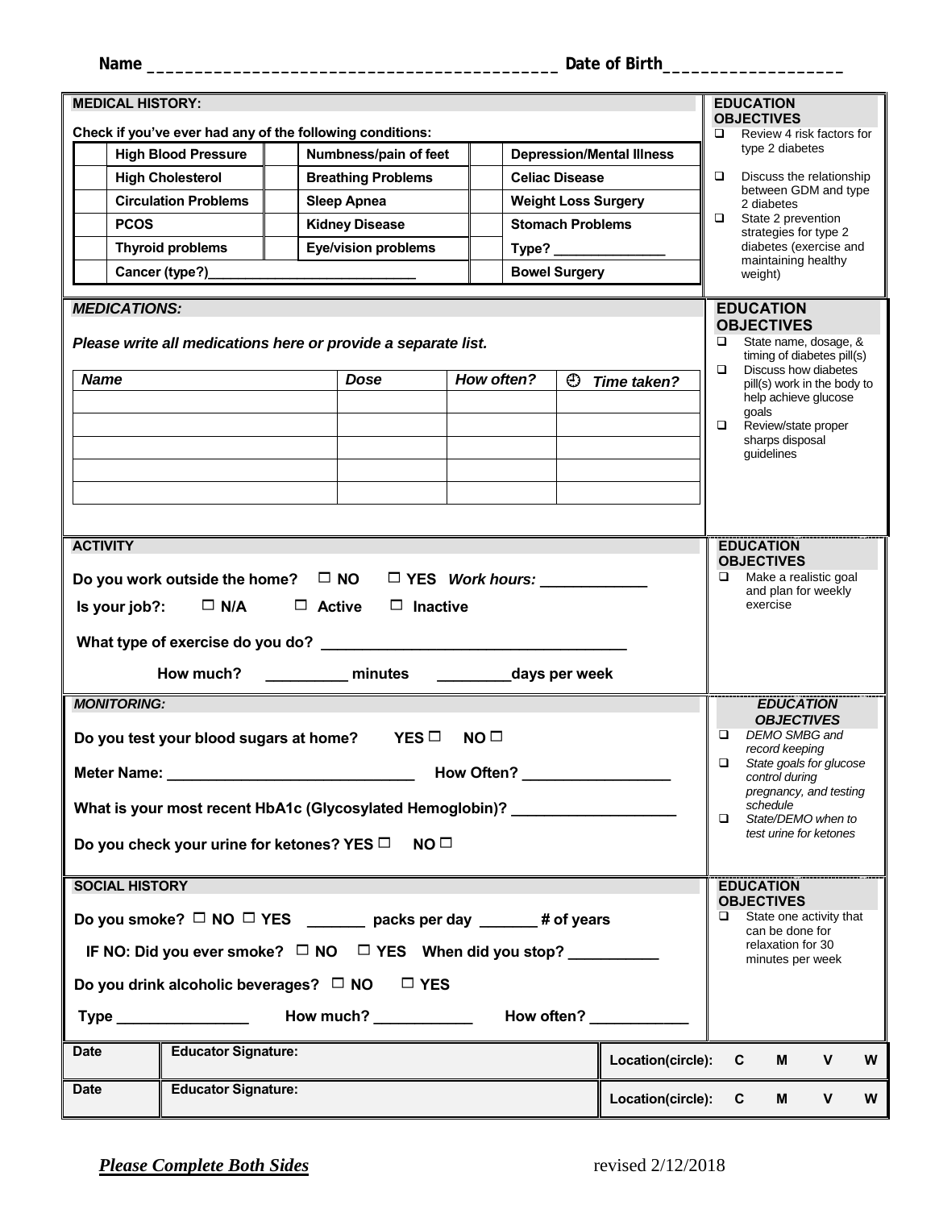Name ________________________________________ Date of Birth__________________

## MEDICAL HISTORY:

Check if you've ever had any of the following conditions:

| | | | | | |
|---|---|---|---|---|---|
| | High Blood Pressure | | Numbness/pain of feet | | Depression/Mental Illness |
| | High Cholesterol | | Breathing Problems | | Celiac Disease |
| | Circulation Problems | | Sleep Apnea | | Weight Loss Surgery |
| | PCOS | | Kidney Disease | | Stomach Problems |
| | Thyroid problems | | Eye/vision problems | | Type? ______________ |
| | Cancer (type?)___________________________ | | | | Bowel Surgery |

**EDUCATION OBJECTIVES**

- ☐ Review 4 risk factors for type 2 diabetes
- ☐ Discuss the relationship between GDM and type 2 diabetes
- ☐ State 2 prevention strategies for type 2 diabetes (exercise and maintaining healthy weight)

## *MEDICATIONS:*

***Please write all medications here or provide a separate list.***

| *Name* | *Dose* | *How often?* | *Time taken?* |
|---|---|---|---|
| | | | |
| | | | |
| | | | |
| | | | |
| | | | |

**EDUCATION OBJECTIVES**

- ☐ State name, dosage, & timing of diabetes pill(s)
- ☐ Discuss how diabetes pill(s) work in the body to help achieve glucose goals
- ☐ Review/state proper sharps disposal guidelines

## ACTIVITY

Do you work outside the home? ☐ NO ☐ YES *Work hours:* ____________

Is your job?: ☐ N/A ☐ Active ☐ Inactive

What type of exercise do you do? ___________________________________

How much? __________ minutes _________days per week

**EDUCATION OBJECTIVES**

- ☐ Make a realistic goal and plan for weekly exercise

## *MONITORING:*

Do you test your blood sugars at home? YES ☐ NO ☐

Meter Name: _____________________________ How Often? _________________

What is your most recent HbA1c (Glycosylated Hemoglobin)? ___________________

Do you check your urine for ketones? YES ☐ NO ☐

***EDUCATION OBJECTIVES***

- ☐ *DEMO SMBG and record keeping*
- ☐ *State goals for glucose control during pregnancy, and testing schedule*
- ☐ *State/DEMO when to test urine for ketones*

## SOCIAL HISTORY

Do you smoke? ☐ NO ☐ YES _______ packs per day _______ # of years

IF NO: Did you ever smoke? ☐ NO ☐ YES When did you stop? __________

Do you drink alcoholic beverages? ☐ NO ☐ YES

Type ________________ How much? ___________ How often? ___________

**EDUCATION OBJECTIVES**

- ☐ State one activity that can be done for relaxation for 30 minutes per week

| | | | | | | | |
|---|---|---|---|---|---|---|---|
| Date | Educator Signature: | Location(circle): | C | M | V | W |
| Date | Educator Signature: | Location(circle): | C | M | V | W |

***Please Complete Both Sides*** revised 2/12/2018